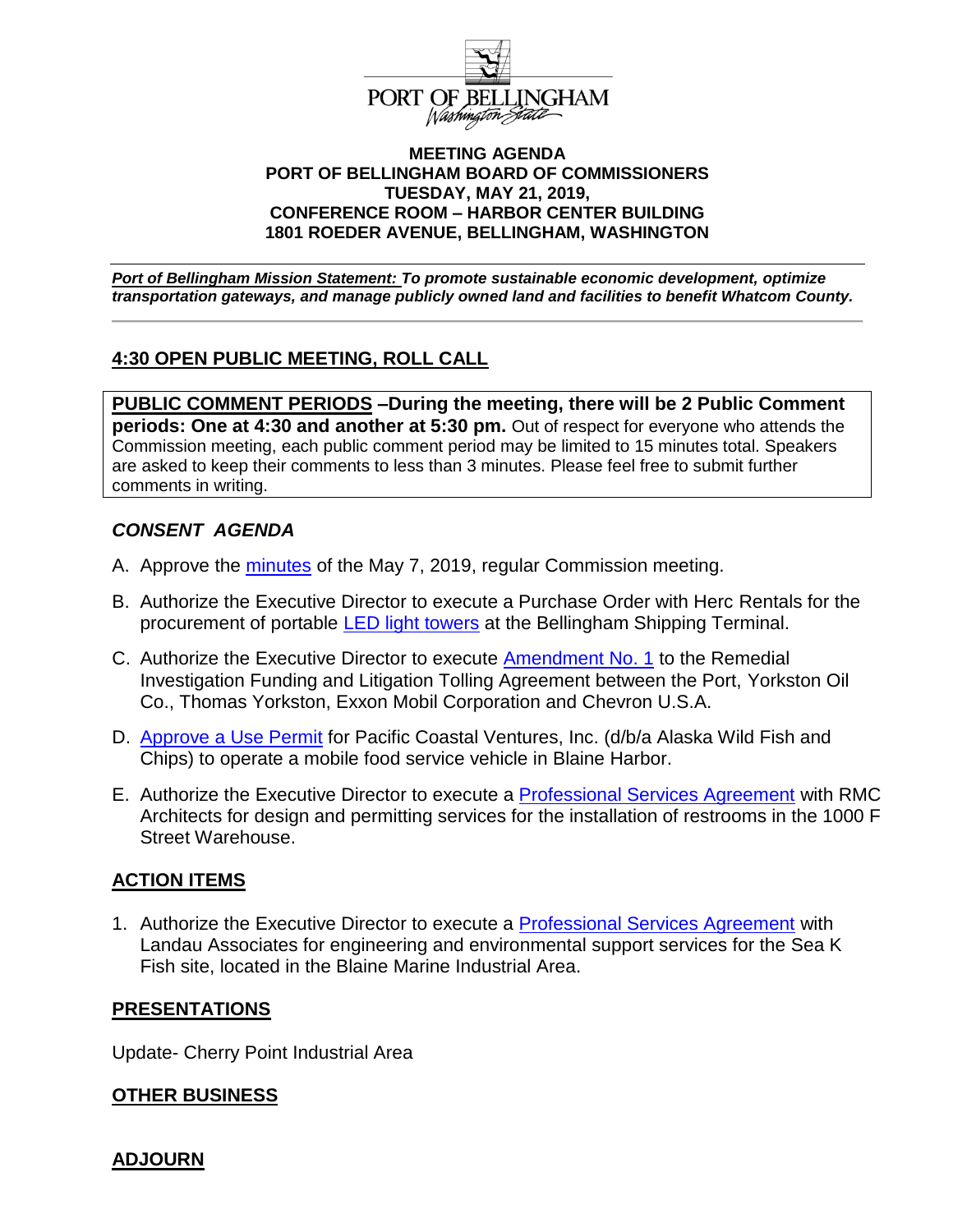PORT OF BELLINGHAM
*Washington State*

**MEETING AGENDA**
**PORT OF BELLINGHAM BOARD OF COMMISSIONERS**
**TUESDAY, MAY 21, 2019,**
**CONFERENCE ROOM – HARBOR CENTER BUILDING**
**1801 ROEDER AVENUE, BELLINGHAM, WASHINGTON**

***Port of Bellingham Mission Statement:* To promote sustainable economic development, optimize transportation gateways, and manage publicly owned land and facilities to benefit Whatcom County.**

## 4:30 OPEN PUBLIC MEETING, ROLL CALL

**PUBLIC COMMENT PERIODS –During the meeting, there will be 2 Public Comment periods: One at 4:30 and another at 5:30 pm.** Out of respect for everyone who attends the Commission meeting, each public comment period may be limited to 15 minutes total. Speakers are asked to keep their comments to less than 3 minutes. Please feel free to submit further comments in writing.

## *CONSENT AGENDA*

A. Approve the minutes of the May 7, 2019, regular Commission meeting.

B. Authorize the Executive Director to execute a Purchase Order with Herc Rentals for the procurement of portable LED light towers at the Bellingham Shipping Terminal.

C. Authorize the Executive Director to execute Amendment No. 1 to the Remedial Investigation Funding and Litigation Tolling Agreement between the Port, Yorkston Oil Co., Thomas Yorkston, Exxon Mobil Corporation and Chevron U.S.A.

D. Approve a Use Permit for Pacific Coastal Ventures, Inc. (d/b/a Alaska Wild Fish and Chips) to operate a mobile food service vehicle in Blaine Harbor.

E. Authorize the Executive Director to execute a Professional Services Agreement with RMC Architects for design and permitting services for the installation of restrooms in the 1000 F Street Warehouse.

## ACTION ITEMS

1. Authorize the Executive Director to execute a Professional Services Agreement with Landau Associates for engineering and environmental support services for the Sea K Fish site, located in the Blaine Marine Industrial Area.

## PRESENTATIONS

Update- Cherry Point Industrial Area

## OTHER BUSINESS

## ADJOURN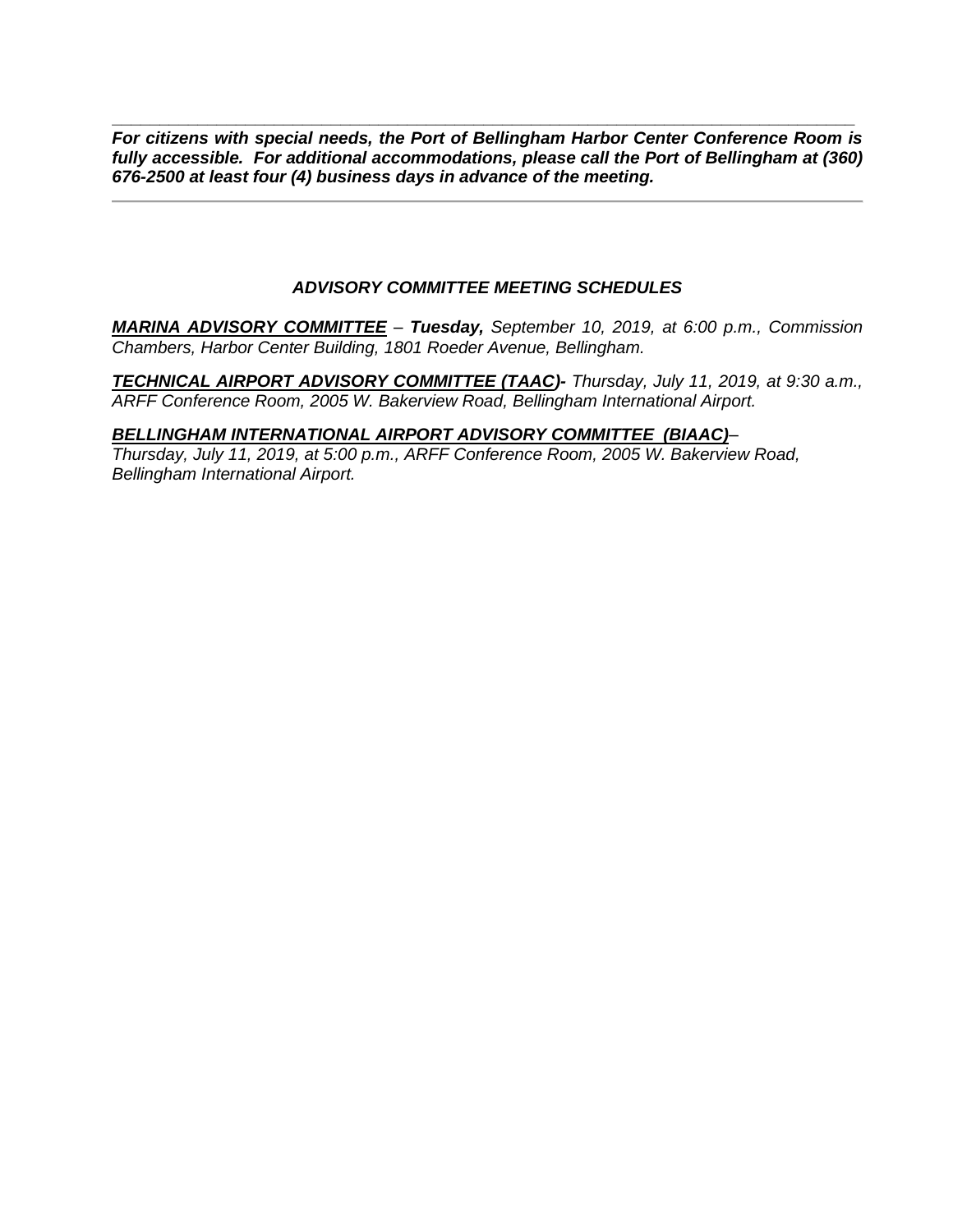***For citizens with special needs, the Port of Bellingham Harbor Center Conference Room is fully accessible. For additional accommodations, please call the Port of Bellingham at (360) 676-2500 at least four (4) business days in advance of the meeting.***

---

### *ADVISORY COMMITTEE MEETING SCHEDULES*

***MARINA ADVISORY COMMITTEE*** *–* ***Tuesday,*** *September 10, 2019, at 6:00 p.m., Commission Chambers, Harbor Center Building, 1801 Roeder Avenue, Bellingham.*

***TECHNICAL AIRPORT ADVISORY COMMITTEE (TAAC)-*** *Thursday, July 11, 2019, at 9:30 a.m., ARFF Conference Room, 2005 W. Bakerview Road, Bellingham International Airport.*

***BELLINGHAM INTERNATIONAL AIRPORT ADVISORY COMMITTEE (BIAAC)****–*
*Thursday, July 11, 2019, at 5:00 p.m., ARFF Conference Room, 2005 W. Bakerview Road, Bellingham International Airport.*